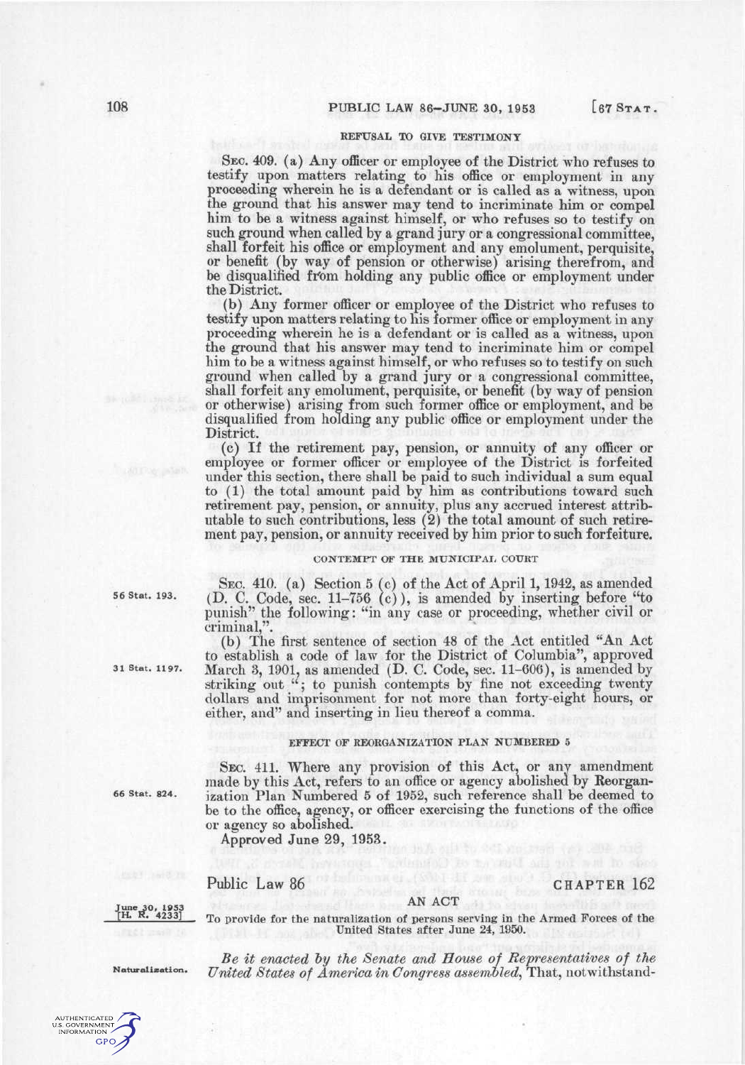### REFUSAL TO GIVE TESTIMONY

SEC. 409. (a) Any officer or employee of the District who refuses to testify upon matters relating to his office or employment in any proceeding wherein he is a defendant or is called as a witness, upon the ground that his answer may tend to incriminate him or compel him to be a witness against himself, or who refuses so to testify on such ground when called by a grand jury or a congressional committee, shall forfeit his office or employment and any emolument, perquisite, or benefit (by way of pension or otherwise) arising therefrom, and be disqualified from holding any public office or employment under the District.

(b) Any former officer or employee of the District who refuses to testify upon matters relating to his former office or employment in any proceeding wherein he is a defendant or is called as a witness, upon the ground that his answer may tend to incriminate him or compel him to be a witness against himself, or who refuses so to testify on such ground when called by a grand jury or a congressional committee, shall forfeit any emolument, perquisite, or benefit (by way of pension or otherwise) arising from such former office or employment, and be disqualified from holding any public office or employment under the District.

(c) If the retirement pay, pension, or annuity of any officer or employee or former officer or employee of the District is forfeited under this section, there shall be paid to such individual a sum equal to (1) the total amount paid by him as contributions toward such retirement pay, pension, or annuity, plus any accrued interest attributable to such contributions, less (2) the total amount of such retirement pay, pension, or annuity received by him prior to such forfeiture.

### CONTEMPT OF THE MUNICIPAL COURT

SEC. 410. (a) Section 5 (c) of the Act of April 1, 1942, as amended (D. C. Code, sec. 11–756 (c)), is amended by inserting before "to punish" the following: "in any case or proceeding, whether civil or criminal,".

56 Stat. 193.

(b) The first sentence of section 48 of the Act entitled "An Act to establish a code of law for the District of Columbia", approved March 3, 1901, as amended (D. C. Code, sec. 11–606), is amended by striking out "; to punish contempts by fine not exceeding twenty dollars and imprisonment for not more than forty-eight hours, or either, and" and inserting in lieu thereof a comma.

31 Stat. 1197.

### EFFECT OF REORGANIZATION PLAN NUMBERED 5

SEC. 411. Where any provision of this Act, or any amendment made by this Act, refers to an office or agency abolished by Reorganization Plan Numbered 5 of 1952, such reference shall be deemed to be to the office, agency, or officer exercising the functions of the office or agency so abolished.

66 Stat. 824.

Approved June 29, 1953.

## Public Law 86 — CHAPTER 162

June 30, 1953
[H. R. 4233]

### AN ACT

To provide for the naturalization of persons serving in the Armed Forces of the United States after June 24, 1950.

Naturalization.

*Be it enacted by the Senate and House of Representatives of the United States of America in Congress assembled*, That, notwithstand-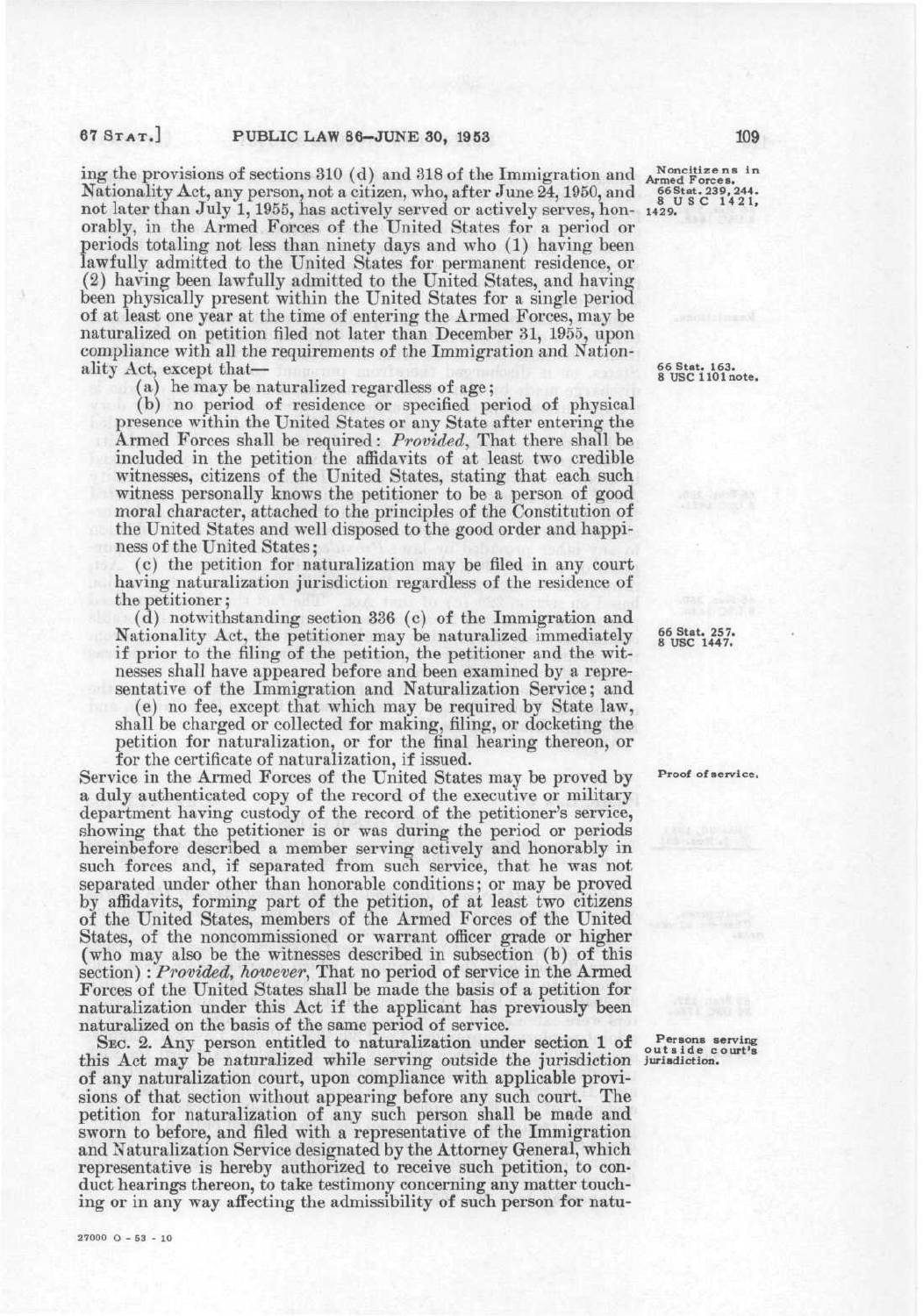ing the provisions of sections 310 (d) and 318 of the Immigration and Nationality Act, any person, not a citizen, who, after June 24, 1950, and not later than July 1, 1955, has actively served or actively serves, honorably, in the Armed Forces of the United States for a period or periods totaling not less than ninety days and who (1) having been lawfully admitted to the United States for permanent residence, or (2) having been lawfully admitted to the United States, and having been physically present within the United States for a single period of at least one year at the time of entering the Armed Forces, may be naturalized on petition filed not later than December 31, 1955, upon compliance with all the requirements of the Immigration and Nationality Act, except that—

Noncitizens in Armed Forces. 66 Stat. 239, 244. 8 USC 1421, 1429.

66 Stat. 163. 8 USC 1101 note.

(a) he may be naturalized regardless of age;

(b) no period of residence or specified period of physical presence within the United States or any State after entering the Armed Forces shall be required: *Provided*, That there shall be included in the petition the affidavits of at least two credible witnesses, citizens of the United States, stating that each such witness personally knows the petitioner to be a person of good moral character, attached to the principles of the Constitution of the United States and well disposed to the good order and happiness of the United States;

(c) the petition for naturalization may be filed in any court having naturalization jurisdiction regardless of the residence of the petitioner;

(d) notwithstanding section 336 (c) of the Immigration and Nationality Act, the petitioner may be naturalized immediately if prior to the filing of the petition, the petitioner and the witnesses shall have appeared before and been examined by a representative of the Immigration and Naturalization Service; and

66 Stat. 257. 8 USC 1447.

(e) no fee, except that which may be required by State law, shall be charged or collected for making, filing, or docketing the petition for naturalization, or for the final hearing thereon, or for the certificate of naturalization, if issued.

Proof of service.

Service in the Armed Forces of the United States may be proved by a duly authenticated copy of the record of the executive or military department having custody of the record of the petitioner's service, showing that the petitioner is or was during the period or periods hereinbefore described a member serving actively and honorably in such forces and, if separated from such service, that he was not separated under other than honorable conditions; or may be proved by affidavits, forming part of the petition, of at least two citizens of the United States, members of the Armed Forces of the United States, of the noncommissioned or warrant officer grade or higher (who may also be the witnesses described in subsection (b) of this section): *Provided, however*, That no period of service in the Armed Forces of the United States shall be made the basis of a petition for naturalization under this Act if the applicant has previously been naturalized on the basis of the same period of service.

Persons serving outside court's jurisdiction.

SEC. 2. Any person entitled to naturalization under section 1 of this Act may be naturalized while serving outside the jurisdiction of any naturalization court, upon compliance with applicable provisions of that section without appearing before any such court. The petition for naturalization of any such person shall be made and sworn to before, and filed with a representative of the Immigration and Naturalization Service designated by the Attorney General, which representative is hereby authorized to receive such petition, to conduct hearings thereon, to take testimony concerning any matter touching or in any way affecting the admissibility of such person for natu-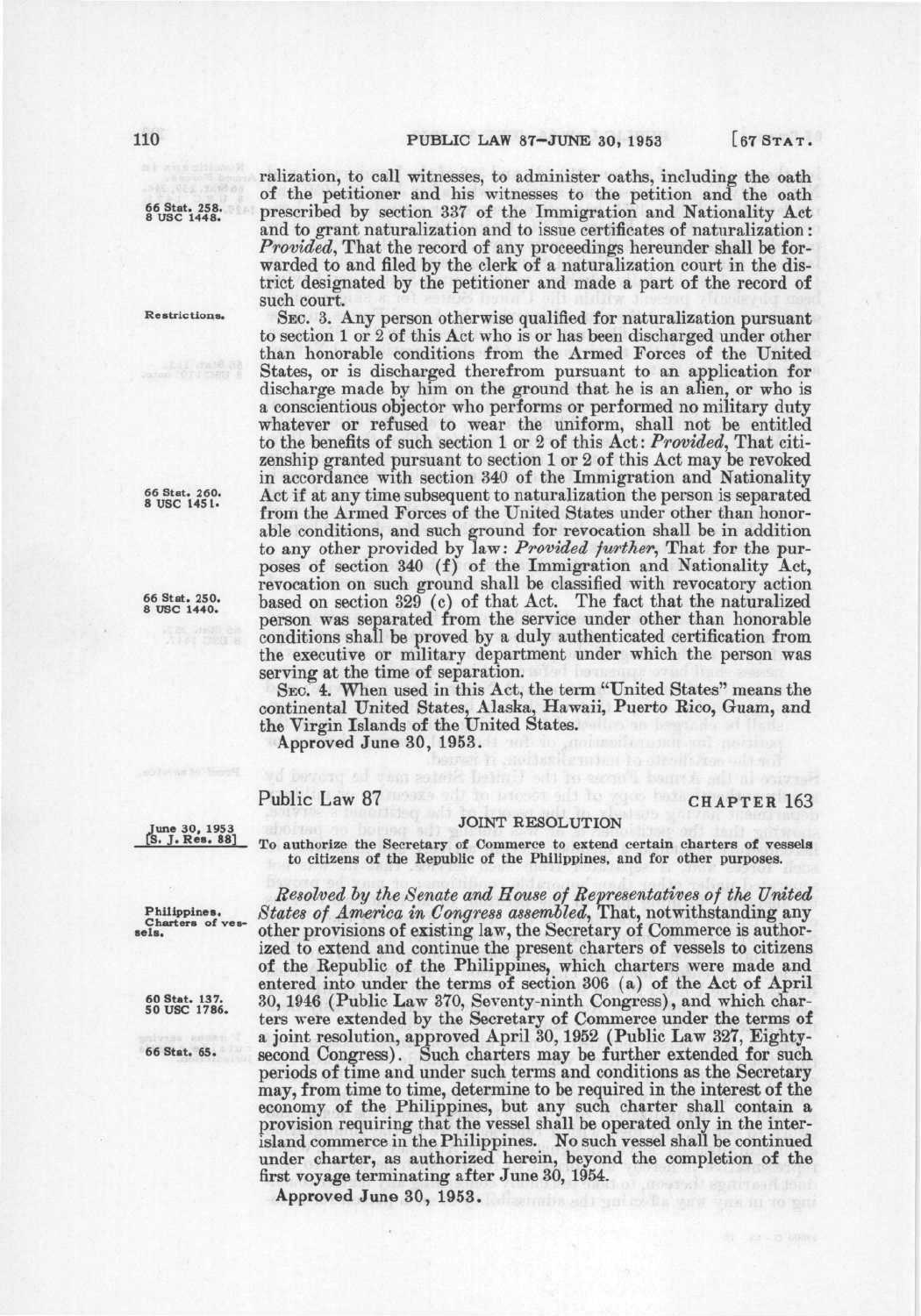ralization, to call witnesses, to administer oaths, including the oath of the petitioner and his witnesses to the petition and the oath prescribed by section 337 of the Immigration and Nationality Act and to grant naturalization and to issue certificates of naturalization: *Provided*, That the record of any proceedings hereunder shall be forwarded to and filed by the clerk of a naturalization court in the district designated by the petitioner and made a part of the record of such court.

66 Stat. 258. 8 USC 1448.

Restrictions.

SEC. 3. Any person otherwise qualified for naturalization pursuant to section 1 or 2 of this Act who is or has been discharged under other than honorable conditions from the Armed Forces of the United States, or is discharged therefrom pursuant to an application for discharge made by him on the ground that he is an alien, or who is a conscientious objector who performs or performed no military duty whatever or refused to wear the uniform, shall not be entitled to the benefits of such section 1 or 2 of this Act: *Provided*, That citizenship granted pursuant to section 1 or 2 of this Act may be revoked in accordance with section 340 of the Immigration and Nationality Act if at any time subsequent to naturalization the person is separated from the Armed Forces of the United States under other than honorable conditions, and such ground for revocation shall be in addition to any other provided by law: *Provided further*, That for the purposes of section 340 (f) of the Immigration and Nationality Act, revocation on such ground shall be classified with revocatory action based on section 329 (c) of that Act. The fact that the naturalized person was separated from the service under other than honorable conditions shall be proved by a duly authenticated certification from the executive or military department under which the person was serving at the time of separation.

66 Stat. 260. 8 USC 1451.

66 Stat. 250. 8 USC 1440.

SEC. 4. When used in this Act, the term "United States" means the continental United States, Alaska, Hawaii, Puerto Rico, Guam, and the Virgin Islands of the United States.

Approved June 30, 1953.

Public Law 87 — CHAPTER 163

June 30, 1953 [S. J. Res. 88]

## JOINT RESOLUTION

To authorize the Secretary of Commerce to extend certain charters of vessels to citizens of the Republic of the Philippines, and for other purposes.

Philippines. Charters of vessels.

*Resolved by the Senate and House of Representatives of the United States of America in Congress assembled*, That, notwithstanding any other provisions of existing law, the Secretary of Commerce is authorized to extend and continue the present charters of vessels to citizens of the Republic of the Philippines, which charters were made and entered into under the terms of section 306 (a) of the Act of April 30, 1946 (Public Law 370, Seventy-ninth Congress), and which charters were extended by the Secretary of Commerce under the terms of a joint resolution, approved April 30, 1952 (Public Law 327, Eighty-second Congress). Such charters may be further extended for such periods of time and under such terms and conditions as the Secretary may, from time to time, determine to be required in the interest of the economy of the Philippines, but any such charter shall contain a provision requiring that the vessel shall be operated only in the inter-island commerce in the Philippines. No such vessel shall be continued under charter, as authorized herein, beyond the completion of the first voyage terminating after June 30, 1954.

60 Stat. 137. 50 USC 1786.

66 Stat. 65.

Approved June 30, 1953.